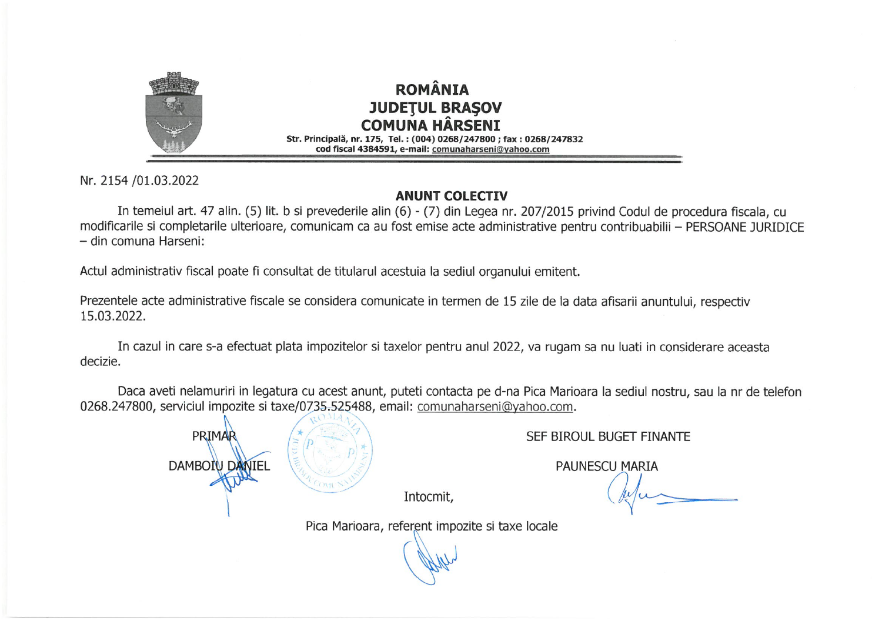# ROMÂNIA
# JUDEŢUL BRAŞOV
# COMUNA HÂRSENI

**Str. Principală, nr. 175, Tel. : (004) 0268/247800 ; fax : 0268/247832**
**cod fiscal 4384591, e-mail: comunaharseni@yahoo.com**

Nr. 2154 /01.03.2022

## ANUNT COLECTIV

In temeiul art. 47 alin. (5) lit. b si prevederile alin (6) - (7) din Legea nr. 207/2015 privind Codul de procedura fiscala, cu modificarile si completarile ulterioare, comunicam ca au fost emise acte administrative pentru contribuabilii – PERSOANE JURIDICE – din comuna Harseni:

Actul administrativ fiscal poate fi consultat de titularul acestuia la sediul organului emitent.

Prezentele acte administrative fiscale se considera comunicate in termen de 15 zile de la data afisarii anuntului, respectiv 15.03.2022.

In cazul in care s-a efectuat plata impozitelor si taxelor pentru anul 2022, va rugam sa nu luati in considerare aceasta decizie.

Daca aveti nelamuriri in legatura cu acest anunt, puteti contacta pe d-na Pica Marioara la sediul nostru, sau la nr de telefon 0268.247800, serviciul impozite si taxe/0735.525488, email: comunaharseni@yahoo.com.

PRIMAR

DAMBOIU DANIEL

SEF BIROUL BUGET FINANTE

PAUNESCU MARIA

Intocmit,

Pica Marioara, referent impozite si taxe locale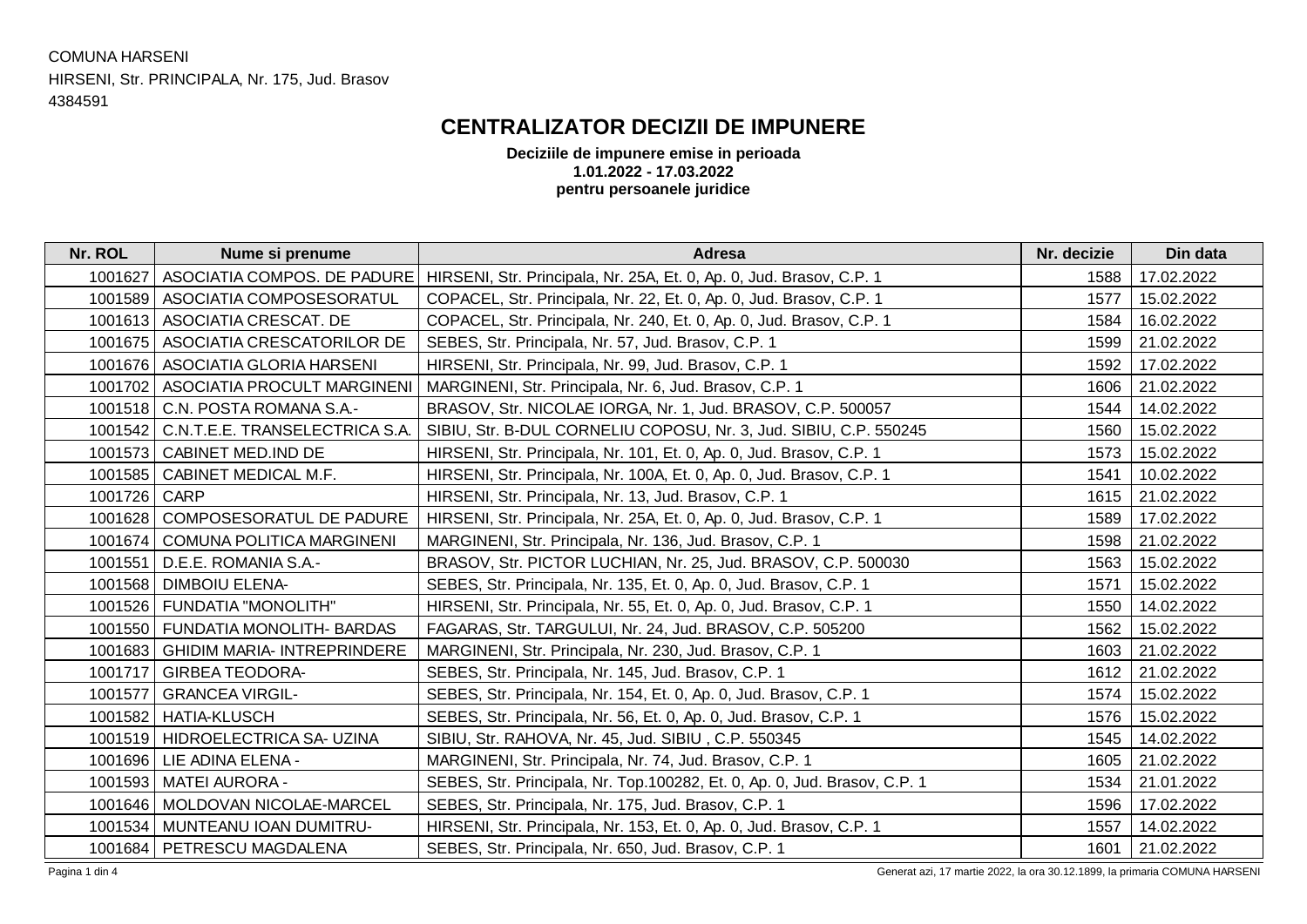COMUNA HARSENI

HIRSENI, Str. PRINCIPALA, Nr. 175, Jud. Brasov

4384591

# CENTRALIZATOR DECIZII DE IMPUNERE

**Deciziile de impunere emise in perioada**
**1.01.2022 - 17.03.2022**
**pentru persoanele juridice**

| Nr. ROL | Nume si prenume | Adresa | Nr. decizie | Din data |
|---|---|---|---|---|
| 1001627 | ASOCIATIA COMPOS. DE PADURE | HIRSENI, Str. Principala, Nr. 25A, Et. 0, Ap. 0, Jud. Brasov, C.P. 1 | 1588 | 17.02.2022 |
| 1001589 | ASOCIATIA COMPOSESORATUL | COPACEL, Str. Principala, Nr. 22, Et. 0, Ap. 0, Jud. Brasov, C.P. 1 | 1577 | 15.02.2022 |
| 1001613 | ASOCIATIA CRESCAT. DE | COPACEL, Str. Principala, Nr. 240, Et. 0, Ap. 0, Jud. Brasov, C.P. 1 | 1584 | 16.02.2022 |
| 1001675 | ASOCIATIA CRESCATORILOR DE | SEBES, Str. Principala, Nr. 57, Jud. Brasov, C.P. 1 | 1599 | 21.02.2022 |
| 1001676 | ASOCIATIA GLORIA HARSENI | HIRSENI, Str. Principala, Nr. 99, Jud. Brasov, C.P. 1 | 1592 | 17.02.2022 |
| 1001702 | ASOCIATIA PROCULT MARGINENI | MARGINENI, Str. Principala, Nr. 6, Jud. Brasov, C.P. 1 | 1606 | 21.02.2022 |
| 1001518 | C.N. POSTA ROMANA S.A.- | BRASOV, Str. NICOLAE IORGA, Nr. 1, Jud. BRASOV, C.P. 500057 | 1544 | 14.02.2022 |
| 1001542 | C.N.T.E.E. TRANSELECTRICA S.A. | SIBIU, Str. B-DUL CORNELIU COPOSU, Nr. 3, Jud. SIBIU, C.P. 550245 | 1560 | 15.02.2022 |
| 1001573 | CABINET MED.IND DE | HIRSENI, Str. Principala, Nr. 101, Et. 0, Ap. 0, Jud. Brasov, C.P. 1 | 1573 | 15.02.2022 |
| 1001585 | CABINET MEDICAL M.F. | HIRSENI, Str. Principala, Nr. 100A, Et. 0, Ap. 0, Jud. Brasov, C.P. 1 | 1541 | 10.02.2022 |
| 1001726 | CARP | HIRSENI, Str. Principala, Nr. 13, Jud. Brasov, C.P. 1 | 1615 | 21.02.2022 |
| 1001628 | COMPOSESORATUL DE PADURE | HIRSENI, Str. Principala, Nr. 25A, Et. 0, Ap. 0, Jud. Brasov, C.P. 1 | 1589 | 17.02.2022 |
| 1001674 | COMUNA POLITICA MARGINENI | MARGINENI, Str. Principala, Nr. 136, Jud. Brasov, C.P. 1 | 1598 | 21.02.2022 |
| 1001551 | D.E.E. ROMANIA S.A.- | BRASOV, Str. PICTOR LUCHIAN, Nr. 25, Jud. BRASOV, C.P. 500030 | 1563 | 15.02.2022 |
| 1001568 | DIMBOIU ELENA- | SEBES, Str. Principala, Nr. 135, Et. 0, Ap. 0, Jud. Brasov, C.P. 1 | 1571 | 15.02.2022 |
| 1001526 | FUNDATIA "MONOLITH" | HIRSENI, Str. Principala, Nr. 55, Et. 0, Ap. 0, Jud. Brasov, C.P. 1 | 1550 | 14.02.2022 |
| 1001550 | FUNDATIA MONOLITH- BARDAS | FAGARAS, Str. TARGULUI, Nr. 24, Jud. BRASOV, C.P. 505200 | 1562 | 15.02.2022 |
| 1001683 | GHIDIM MARIA- INTREPRINDERE | MARGINENI, Str. Principala, Nr. 230, Jud. Brasov, C.P. 1 | 1603 | 21.02.2022 |
| 1001717 | GIRBEA TEODORA- | SEBES, Str. Principala, Nr. 145, Jud. Brasov, C.P. 1 | 1612 | 21.02.2022 |
| 1001577 | GRANCEA VIRGIL- | SEBES, Str. Principala, Nr. 154, Et. 0, Ap. 0, Jud. Brasov, C.P. 1 | 1574 | 15.02.2022 |
| 1001582 | HATIA-KLUSCH | SEBES, Str. Principala, Nr. 56, Et. 0, Ap. 0, Jud. Brasov, C.P. 1 | 1576 | 15.02.2022 |
| 1001519 | HIDROELECTRICA SA- UZINA | SIBIU, Str. RAHOVA, Nr. 45, Jud. SIBIU , C.P. 550345 | 1545 | 14.02.2022 |
| 1001696 | LIE ADINA ELENA - | MARGINENI, Str. Principala, Nr. 74, Jud. Brasov, C.P. 1 | 1605 | 21.02.2022 |
| 1001593 | MATEI AURORA - | SEBES, Str. Principala, Nr. Top.100282, Et. 0, Ap. 0, Jud. Brasov, C.P. 1 | 1534 | 21.01.2022 |
| 1001646 | MOLDOVAN NICOLAE-MARCEL | SEBES, Str. Principala, Nr. 175, Jud. Brasov, C.P. 1 | 1596 | 17.02.2022 |
| 1001534 | MUNTEANU IOAN DUMITRU- | HIRSENI, Str. Principala, Nr. 153, Et. 0, Ap. 0, Jud. Brasov, C.P. 1 | 1557 | 14.02.2022 |
| 1001684 | PETRESCU MAGDALENA | SEBES, Str. Principala, Nr. 650, Jud. Brasov, C.P. 1 | 1601 | 21.02.2022 |

Generat azi, 17 martie 2022, la ora 30.12.1899, la primaria COMUNA HARSENI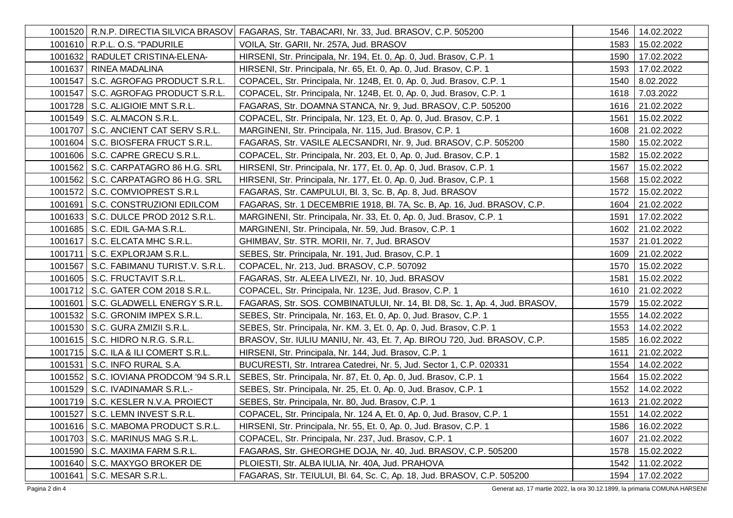| | | | | |
|---|---|---|---|---|
| 1001520 | R.N.P. DIRECTIA SILVICA BRASOV | FAGARAS, Str. TABACARI, Nr. 33, Jud. BRASOV, C.P. 505200 | 1546 | 14.02.2022 |
| 1001610 | R.P.L. O.S. "PADURILE | VOILA, Str. GARII, Nr. 257A, Jud. BRASOV | 1583 | 15.02.2022 |
| 1001632 | RADULET CRISTINA-ELENA- | HIRSENI, Str. Principala, Nr. 194, Et. 0, Ap. 0, Jud. Brasov, C.P. 1 | 1590 | 17.02.2022 |
| 1001637 | RINEA MADALINA | HIRSENI, Str. Principala, Nr. 65, Et. 0, Ap. 0, Jud. Brasov, C.P. 1 | 1593 | 17.02.2022 |
| 1001547 | S.C. AGROFAG PRODUCT S.R.L. | COPACEL, Str. Principala, Nr. 124B, Et. 0, Ap. 0, Jud. Brasov, C.P. 1 | 1540 | 8.02.2022 |
| 1001547 | S.C. AGROFAG PRODUCT S.R.L. | COPACEL, Str. Principala, Nr. 124B, Et. 0, Ap. 0, Jud. Brasov, C.P. 1 | 1618 | 7.03.2022 |
| 1001728 | S.C. ALIGIOIE MNT S.R.L. | FAGARAS, Str. DOAMNA STANCA, Nr. 9, Jud. BRASOV, C.P. 505200 | 1616 | 21.02.2022 |
| 1001549 | S.C. ALMACON S.R.L. | COPACEL, Str. Principala, Nr. 123, Et. 0, Ap. 0, Jud. Brasov, C.P. 1 | 1561 | 15.02.2022 |
| 1001707 | S.C. ANCIENT CAT SERV S.R.L. | MARGINENI, Str. Principala, Nr. 115, Jud. Brasov, C.P. 1 | 1608 | 21.02.2022 |
| 1001604 | S.C. BIOSFERA FRUCT S.R.L. | FAGARAS, Str. VASILE ALECSANDRI, Nr. 9, Jud. BRASOV, C.P. 505200 | 1580 | 15.02.2022 |
| 1001606 | S.C. CAPRE GRECU S.R.L. | COPACEL, Str. Principala, Nr. 203, Et. 0, Ap. 0, Jud. Brasov, C.P. 1 | 1582 | 15.02.2022 |
| 1001562 | S.C. CARPATAGRO 86 H.G. SRL | HIRSENI, Str. Principala, Nr. 177, Et. 0, Ap. 0, Jud. Brasov, C.P. 1 | 1567 | 15.02.2022 |
| 1001562 | S.C. CARPATAGRO 86 H.G. SRL | HIRSENI, Str. Principala, Nr. 177, Et. 0, Ap. 0, Jud. Brasov, C.P. 1 | 1568 | 15.02.2022 |
| 1001572 | S.C. COMVIOPREST S.R.L | FAGARAS, Str. CAMPULUI, Bl. 3, Sc. B, Ap. 8, Jud. BRASOV | 1572 | 15.02.2022 |
| 1001691 | S.C. CONSTRUZIONI EDILCOM | FAGARAS, Str. 1 DECEMBRIE 1918, Bl. 7A, Sc. B, Ap. 16, Jud. BRASOV, C.P. | 1604 | 21.02.2022 |
| 1001633 | S.C. DULCE PROD 2012 S.R.L. | MARGINENI, Str. Principala, Nr. 33, Et. 0, Ap. 0, Jud. Brasov, C.P. 1 | 1591 | 17.02.2022 |
| 1001685 | S.C. EDIL GA-MA S.R.L. | MARGINENI, Str. Principala, Nr. 59, Jud. Brasov, C.P. 1 | 1602 | 21.02.2022 |
| 1001617 | S.C. ELCATA MHC S.R.L. | GHIMBAV, Str. STR. MORII, Nr. 7, Jud. BRASOV | 1537 | 21.01.2022 |
| 1001711 | S.C. EXPLORJAM S.R.L. | SEBES, Str. Principala, Nr. 191, Jud. Brasov, C.P. 1 | 1609 | 21.02.2022 |
| 1001567 | S.C. FABIMANU TURIST.V. S.R.L. | COPACEL, Nr. 213, Jud. BRASOV, C.P. 507092 | 1570 | 15.02.2022 |
| 1001605 | S.C. FRUCTAVIT S.R.L. | FAGARAS, Str. ALEEA LIVEZI, Nr. 10, Jud. BRASOV | 1581 | 15.02.2022 |
| 1001712 | S.C. GATER COM 2018 S.R.L. | COPACEL, Str. Principala, Nr. 123E, Jud. Brasov, C.P. 1 | 1610 | 21.02.2022 |
| 1001601 | S.C. GLADWELL ENERGY S.R.L. | FAGARAS, Str. SOS. COMBINATULUI, Nr. 14, Bl. D8, Sc. 1, Ap. 4, Jud. BRASOV, | 1579 | 15.02.2022 |
| 1001532 | S.C. GRONIM IMPEX S.R.L. | SEBES, Str. Principala, Nr. 163, Et. 0, Ap. 0, Jud. Brasov, C.P. 1 | 1555 | 14.02.2022 |
| 1001530 | S.C. GURA ZMIZII S.R.L. | SEBES, Str. Principala, Nr. KM. 3, Et. 0, Ap. 0, Jud. Brasov, C.P. 1 | 1553 | 14.02.2022 |
| 1001615 | S.C. HIDRO N.R.G. S.R.L. | BRASOV, Str. IULIU MANIU, Nr. 43, Et. 7, Ap. BIROU 720, Jud. BRASOV, C.P. | 1585 | 16.02.2022 |
| 1001715 | S.C. ILA & ILI COMERT S.R.L. | HIRSENI, Str. Principala, Nr. 144, Jud. Brasov, C.P. 1 | 1611 | 21.02.2022 |
| 1001531 | S.C. INFO RURAL S.A. | BUCURESTI, Str. Intrarea Catedrei, Nr. 5, Jud. Sector 1, C.P. 020331 | 1554 | 14.02.2022 |
| 1001552 | S.C. IOVIANA PRODCOM '94 S.R.L | SEBES, Str. Principala, Nr. 87, Et. 0, Ap. 0, Jud. Brasov, C.P. 1 | 1564 | 15.02.2022 |
| 1001529 | S.C. IVADINAMAR S.R.L.- | SEBES, Str. Principala, Nr. 25, Et. 0, Ap. 0, Jud. Brasov, C.P. 1 | 1552 | 14.02.2022 |
| 1001719 | S.C. KESLER N.V.A. PROIECT | SEBES, Str. Principala, Nr. 80, Jud. Brasov, C.P. 1 | 1613 | 21.02.2022 |
| 1001527 | S.C. LEMN INVEST S.R.L. | COPACEL, Str. Principala, Nr. 124 A, Et. 0, Ap. 0, Jud. Brasov, C.P. 1 | 1551 | 14.02.2022 |
| 1001616 | S.C. MABOMA PRODUCT S.R.L. | HIRSENI, Str. Principala, Nr. 55, Et. 0, Ap. 0, Jud. Brasov, C.P. 1 | 1586 | 16.02.2022 |
| 1001703 | S.C. MARINUS MAG S.R.L. | COPACEL, Str. Principala, Nr. 237, Jud. Brasov, C.P. 1 | 1607 | 21.02.2022 |
| 1001590 | S.C. MAXIMA FARM S.R.L. | FAGARAS, Str. GHEORGHE DOJA, Nr. 40, Jud. BRASOV, C.P. 505200 | 1578 | 15.02.2022 |
| 1001640 | S.C. MAXYGO BROKER DE | PLOIESTI, Str. ALBA IULIA, Nr. 40A, Jud. PRAHOVA | 1542 | 11.02.2022 |
| 1001641 | S.C. MESAR S.R.L. | FAGARAS, Str. TEIULUI, Bl. 64, Sc. C, Ap. 18, Jud. BRASOV, C.P. 505200 | 1594 | 17.02.2022 |

Generat azi, 17 martie 2022, la ora 30.12.1899, la primaria COMUNA HARSENI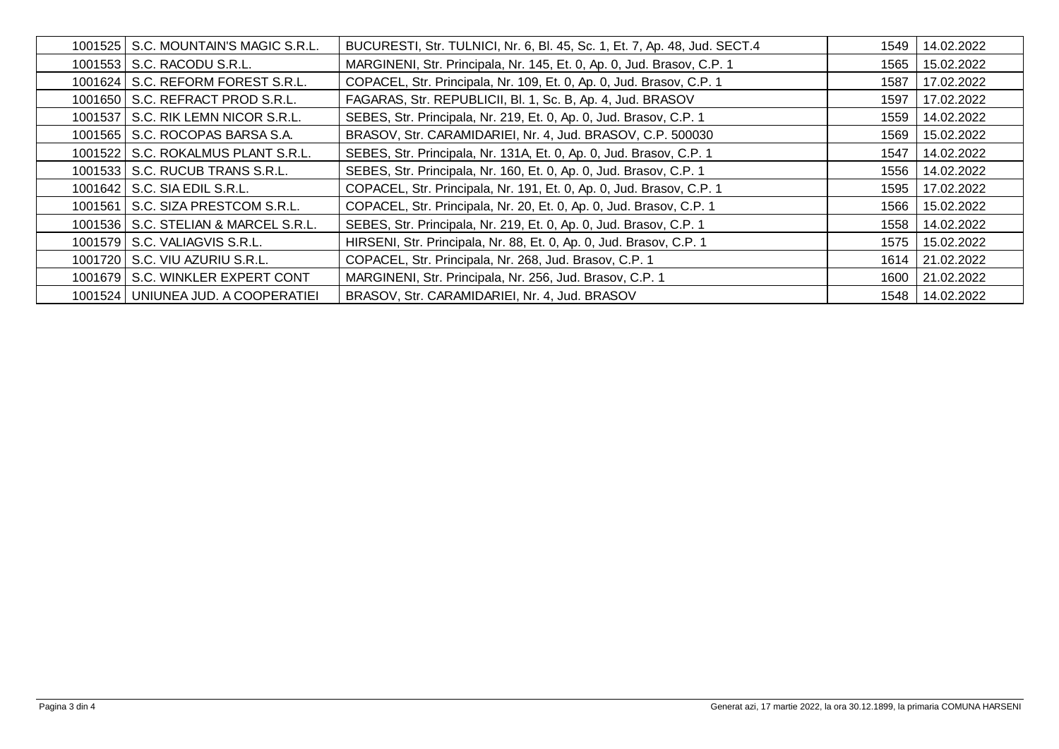| | | | | |
|---|---|---|---|---|
| 1001525 | S.C. MOUNTAIN'S MAGIC S.R.L. | BUCURESTI, Str. TULNICI, Nr. 6, Bl. 45, Sc. 1, Et. 7, Ap. 48, Jud. SECT.4 | 1549 | 14.02.2022 |
| 1001553 | S.C. RACODU S.R.L. | MARGINENI, Str. Principala, Nr. 145, Et. 0, Ap. 0, Jud. Brasov, C.P. 1 | 1565 | 15.02.2022 |
| 1001624 | S.C. REFORM FOREST S.R.L. | COPACEL, Str. Principala, Nr. 109, Et. 0, Ap. 0, Jud. Brasov, C.P. 1 | 1587 | 17.02.2022 |
| 1001650 | S.C. REFRACT PROD S.R.L. | FAGARAS, Str. REPUBLICII, Bl. 1, Sc. B, Ap. 4, Jud. BRASOV | 1597 | 17.02.2022 |
| 1001537 | S.C. RIK LEMN NICOR S.R.L. | SEBES, Str. Principala, Nr. 219, Et. 0, Ap. 0, Jud. Brasov, C.P. 1 | 1559 | 14.02.2022 |
| 1001565 | S.C. ROCOPAS BARSA S.A. | BRASOV, Str. CARAMIDARIEI, Nr. 4, Jud. BRASOV, C.P. 500030 | 1569 | 15.02.2022 |
| 1001522 | S.C. ROKALMUS PLANT S.R.L. | SEBES, Str. Principala, Nr. 131A, Et. 0, Ap. 0, Jud. Brasov, C.P. 1 | 1547 | 14.02.2022 |
| 1001533 | S.C. RUCUB TRANS S.R.L. | SEBES, Str. Principala, Nr. 160, Et. 0, Ap. 0, Jud. Brasov, C.P. 1 | 1556 | 14.02.2022 |
| 1001642 | S.C. SIA EDIL S.R.L. | COPACEL, Str. Principala, Nr. 191, Et. 0, Ap. 0, Jud. Brasov, C.P. 1 | 1595 | 17.02.2022 |
| 1001561 | S.C. SIZA PRESTCOM S.R.L. | COPACEL, Str. Principala, Nr. 20, Et. 0, Ap. 0, Jud. Brasov, C.P. 1 | 1566 | 15.02.2022 |
| 1001536 | S.C. STELIAN & MARCEL S.R.L. | SEBES, Str. Principala, Nr. 219, Et. 0, Ap. 0, Jud. Brasov, C.P. 1 | 1558 | 14.02.2022 |
| 1001579 | S.C. VALIAGVIS S.R.L. | HIRSENI, Str. Principala, Nr. 88, Et. 0, Ap. 0, Jud. Brasov, C.P. 1 | 1575 | 15.02.2022 |
| 1001720 | S.C. VIU AZURIU S.R.L. | COPACEL, Str. Principala, Nr. 268, Jud. Brasov, C.P. 1 | 1614 | 21.02.2022 |
| 1001679 | S.C. WINKLER EXPERT CONT | MARGINENI, Str. Principala, Nr. 256, Jud. Brasov, C.P. 1 | 1600 | 21.02.2022 |
| 1001524 | UNIUNEA JUD. A COOPERATIEI | BRASOV, Str. CARAMIDARIEI, Nr. 4, Jud. BRASOV | 1548 | 14.02.2022 |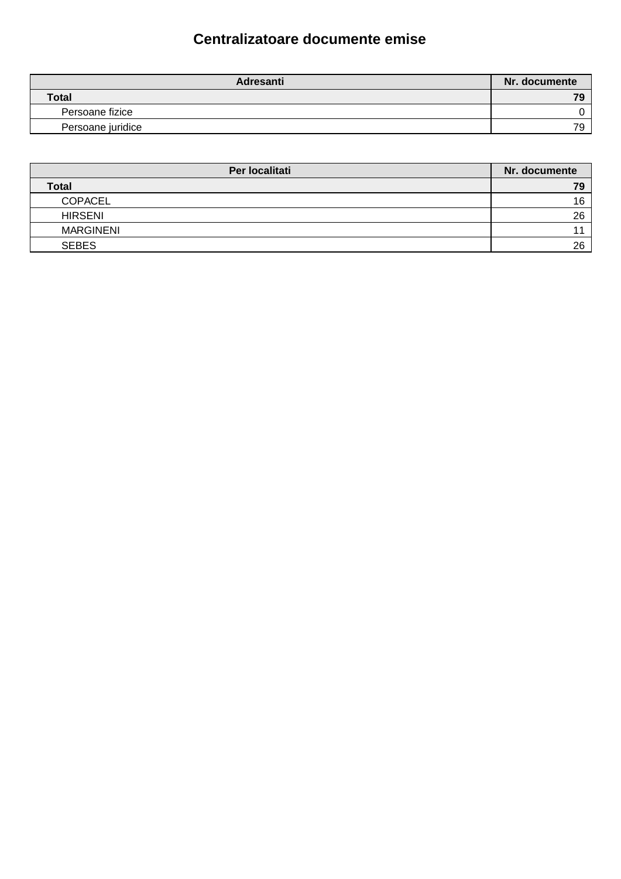# Centralizatoare documente emise

| Adresanti | Nr. documente |
|---|---|
| **Total** | **79** |
| Persoane fizice | 0 |
| Persoane juridice | 79 |

| Per localitati | Nr. documente |
|---|---|
| **Total** | **79** |
| COPACEL | 16 |
| HIRSENI | 26 |
| MARGINENI | 11 |
| SEBES | 26 |